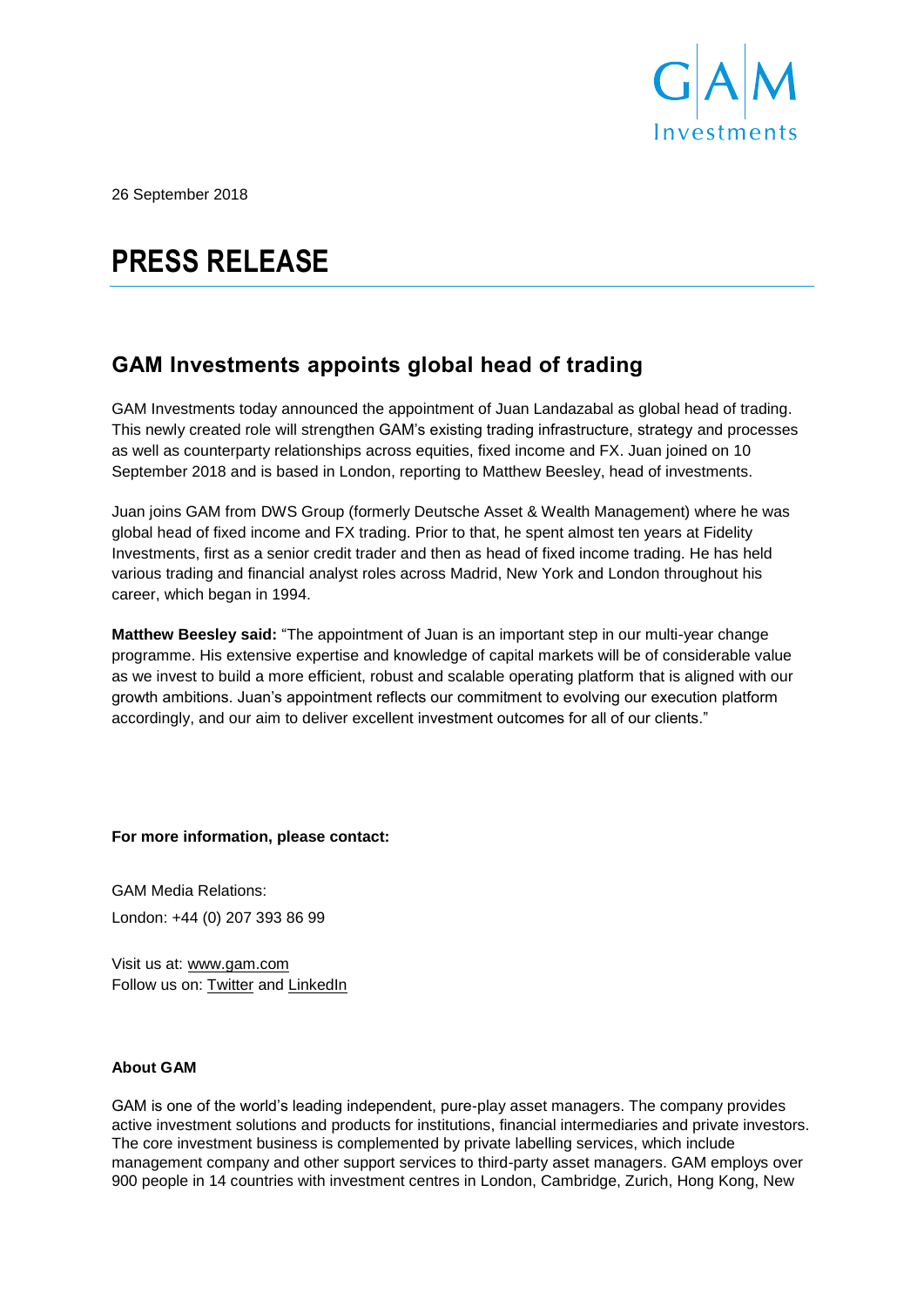26 September 2018

# PRESS RELEASE

## GAM Investments appoints global head of trading

GAM Investments today announced the appointment of Juan Landazabal as global head of trading. This newly created role will strengthen GAM's existing trading infrastructure, strategy and processes as well as counterparty relationships across equities, fixed income and FX. Juan joined on 10 September 2018 and is based in London, reporting to Matthew Beesley, head of investments.

Juan joins GAM from DWS Group (formerly Deutsche Asset & Wealth Management) where he was global head of fixed income and FX trading. Prior to that, he spent almost ten years at Fidelity Investments, first as a senior credit trader and then as head of fixed income trading. He has held various trading and financial analyst roles across Madrid, New York and London throughout his career, which began in 1994.

**Matthew Beesley said:** "The appointment of Juan is an important step in our multi-year change programme. His extensive expertise and knowledge of capital markets will be of considerable value as we invest to build a more efficient, robust and scalable operating platform that is aligned with our growth ambitions. Juan's appointment reflects our commitment to evolving our execution platform accordingly, and our aim to deliver excellent investment outcomes for all of our clients."

**For more information, please contact:**

GAM Media Relations:

London: +44 (0) 207 393 86 99

Visit us at: www.gam.com
Follow us on: Twitter and LinkedIn

**About GAM**

GAM is one of the world's leading independent, pure-play asset managers. The company provides active investment solutions and products for institutions, financial intermediaries and private investors. The core investment business is complemented by private labelling services, which include management company and other support services to third-party asset managers. GAM employs over 900 people in 14 countries with investment centres in London, Cambridge, Zurich, Hong Kong, New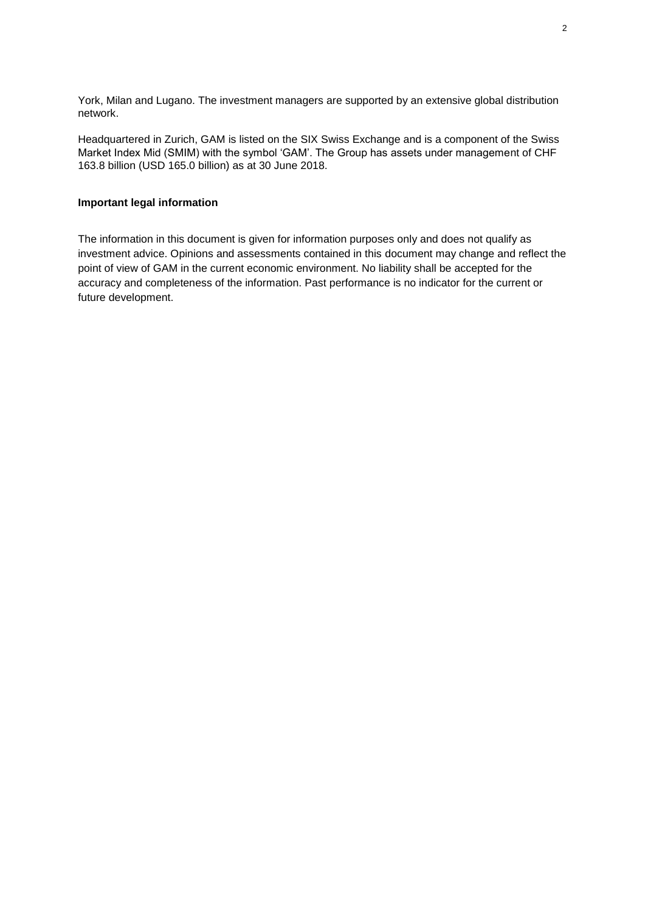York, Milan and Lugano. The investment managers are supported by an extensive global distribution network.

Headquartered in Zurich, GAM is listed on the SIX Swiss Exchange and is a component of the Swiss Market Index Mid (SMIM) with the symbol 'GAM'. The Group has assets under management of CHF 163.8 billion (USD 165.0 billion) as at 30 June 2018.

**Important legal information**

The information in this document is given for information purposes only and does not qualify as investment advice. Opinions and assessments contained in this document may change and reflect the point of view of GAM in the current economic environment. No liability shall be accepted for the accuracy and completeness of the information. Past performance is no indicator for the current or future development.